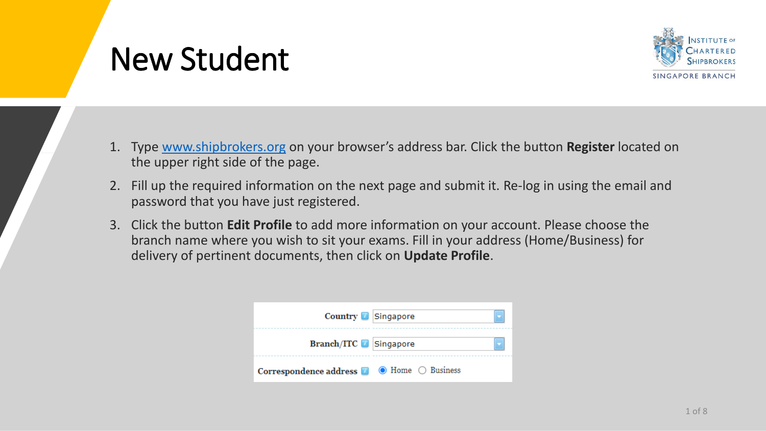# New Student

1. Type www.shipbrokers.org on your browser's address bar. Click the button **Register** located on the upper right side of the page.
2. Fill up the required information on the next page and submit it. Re-log in using the email and password that you have just registered.
3. Click the button **Edit Profile** to add more information on your account. Please choose the branch name where you wish to sit your exams. Fill in your address (Home/Business) for delivery of pertinent documents, then click on **Update Profile**.

| Field | Value |
| --- | --- |
| Country | Singapore |
| Branch/ITC | Singapore |
| Correspondence address | (●) Home ( ) Business |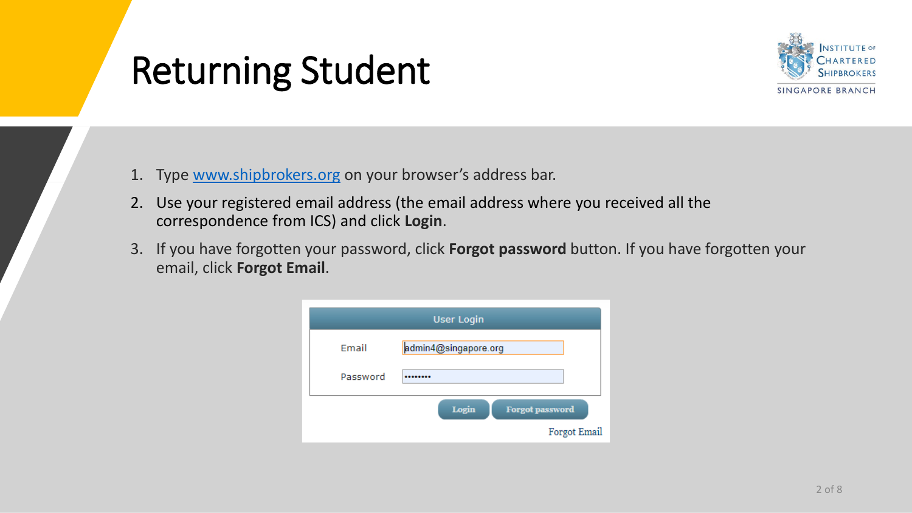# Returning Student

1. Type [www.shipbrokers.org](http://www.shipbrokers.org) on your browser's address bar.
2. Use your registered email address (the email address where you received all the correspondence from ICS) and click **Login**.
3. If you have forgotten your password, click **Forgot password** button. If you have forgotten your email, click **Forgot Email**.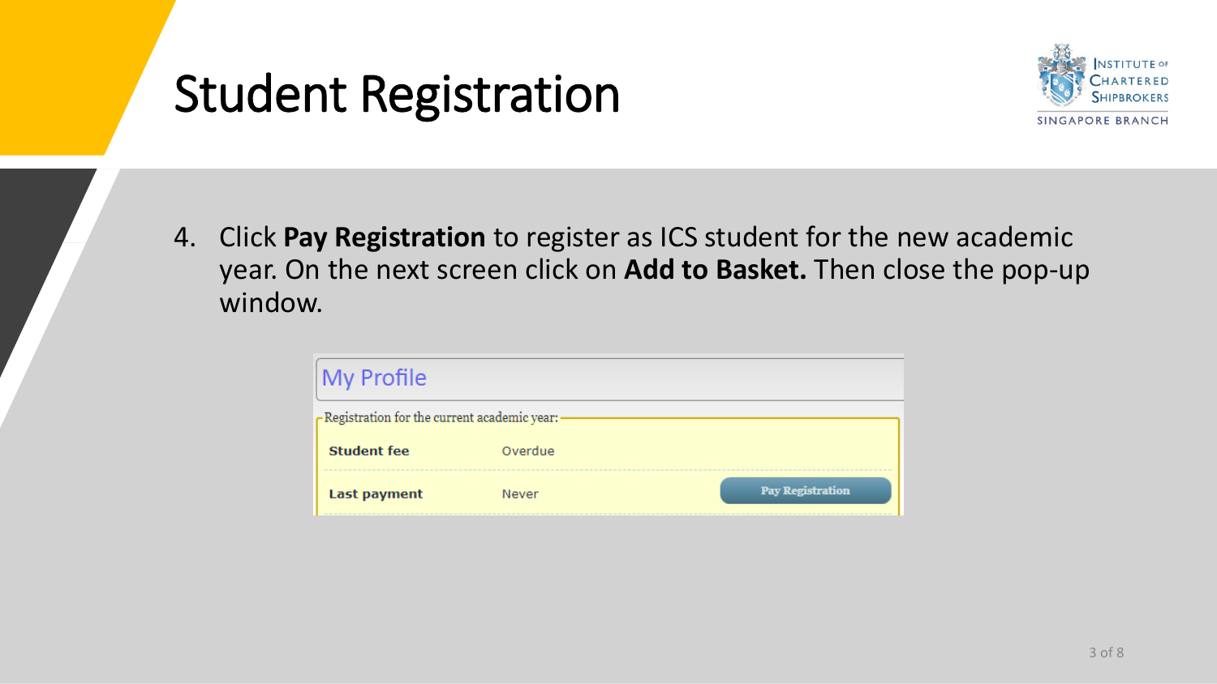# Student Registration

4. Click **Pay Registration** to register as ICS student for the new academic year. On the next screen click on **Add to Basket.** Then close the pop-up window.

My Profile

Registration for the current academic year:

| | | |
|---|---|---|
| **Student fee** | Overdue | |
| **Last payment** | Never | Pay Registration |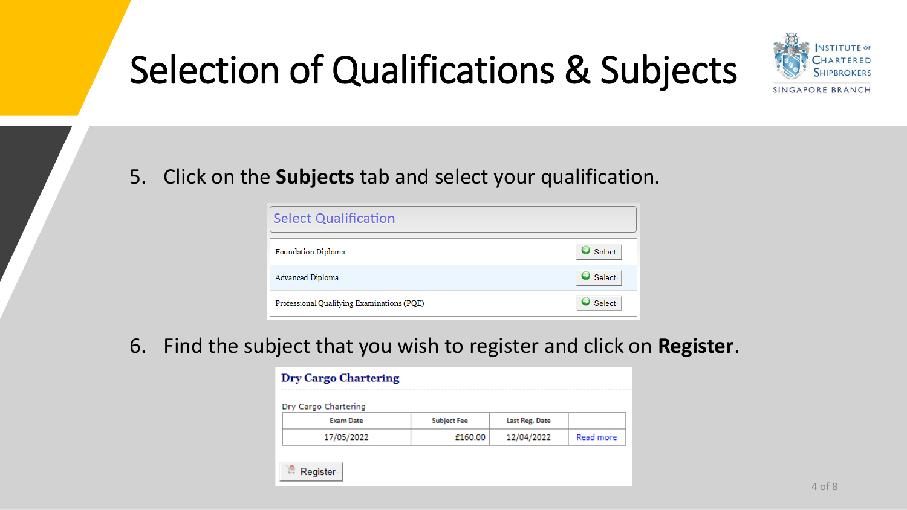# Selection of Qualifications & Subjects

5. Click on the **Subjects** tab and select your qualification.

| Select Qualification | |
|---|---|
| Foundation Diploma | Select |
| Advanced Diploma | Select |
| Professional Qualifying Examinations (PQE) | Select |

6. Find the subject that you wish to register and click on **Register**.

**Dry Cargo Chartering**

Dry Cargo Chartering

| Exam Date | Subject Fee | Last Reg. Date | |
|---|---|---|---|
| 17/05/2022 | £160.00 | 12/04/2022 | Read more |

Register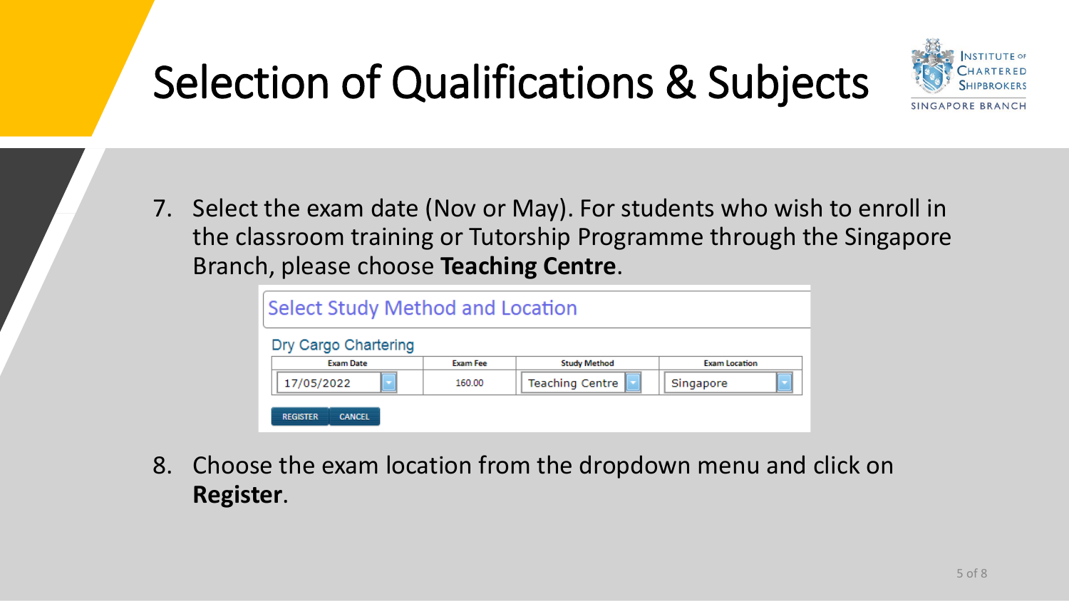# Selection of Qualifications & Subjects

7. Select the exam date (Nov or May). For students who wish to enroll in the classroom training or Tutorship Programme through the Singapore Branch, please choose **Teaching Centre**.

### Select Study Method and Location

Dry Cargo Chartering

| Exam Date | Exam Fee | Study Method | Exam Location |
|---|---|---|---|
| 17/05/2022 | 160.00 | Teaching Centre | Singapore |

REGISTER CANCEL

8. Choose the exam location from the dropdown menu and click on **Register**.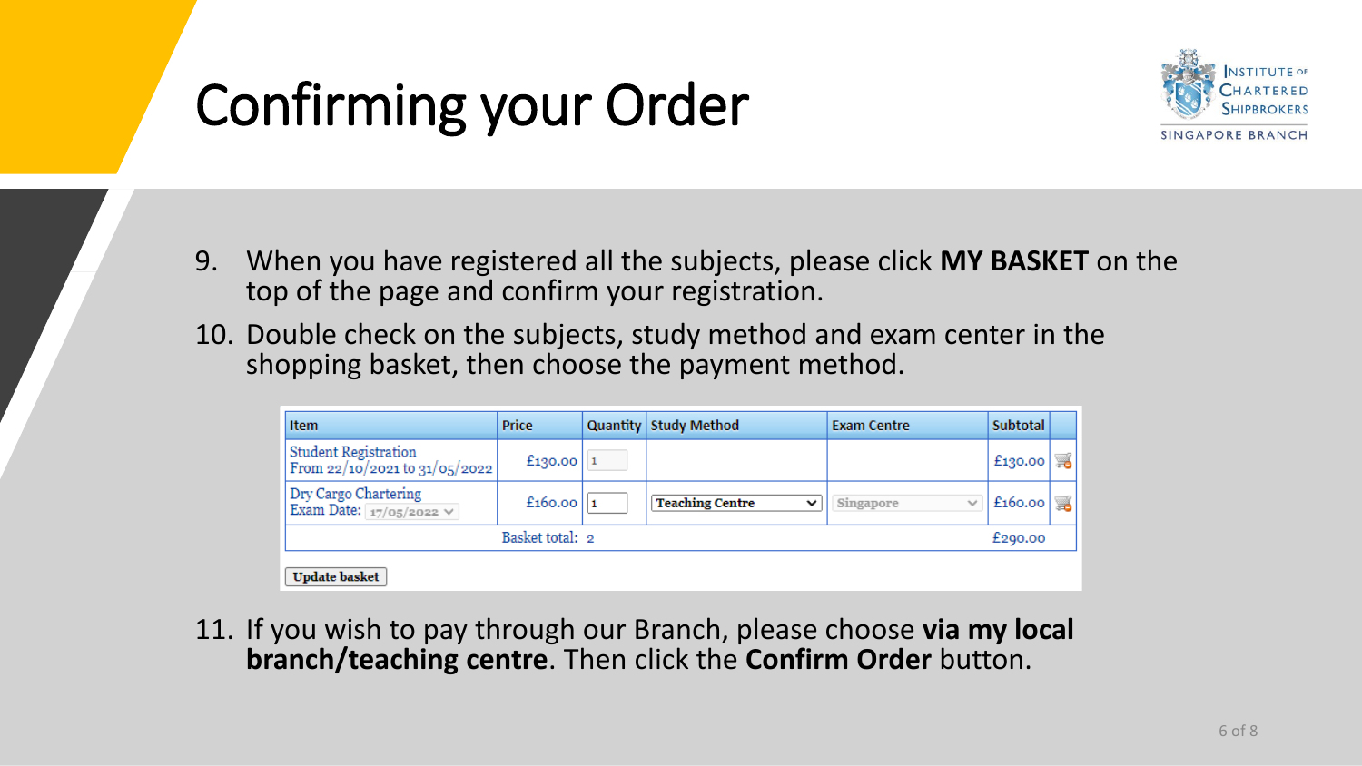# Confirming your Order

INSTITUTE OF CHARTERED SHIPBROKERS
SINGAPORE BRANCH

9. When you have registered all the subjects, please click **MY BASKET** on the top of the page and confirm your registration.
10. Double check on the subjects, study method and exam center in the shopping basket, then choose the payment method.

| Item | Price | Quantity | Study Method | Exam Centre | Subtotal | |
|---|---|---|---|---|---|---|
| Student Registration From 22/10/2021 to 31/05/2022 | £130.00 | 1 | | | £130.00 | |
| Dry Cargo Chartering Exam Date: 17/05/2022 | £160.00 | 1 | Teaching Centre | Singapore | £160.00 | |
| Basket total: 2 | | | | | £290.00 | |

Update basket

11. If you wish to pay through our Branch, please choose **via my local branch/teaching centre**. Then click the **Confirm Order** button.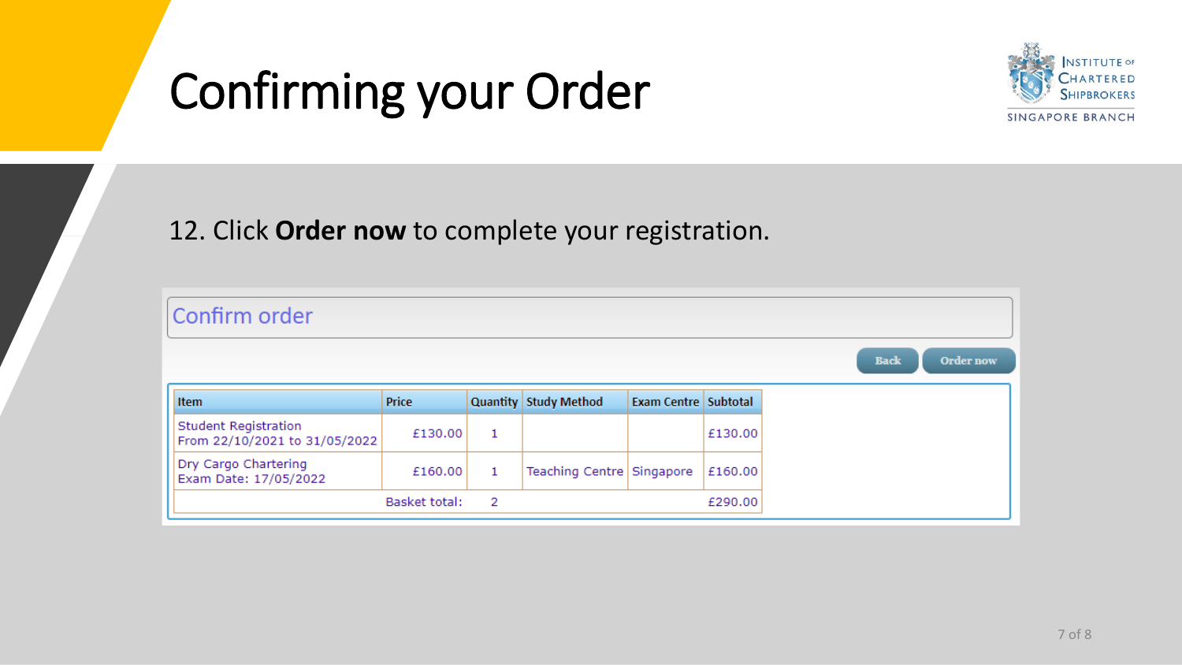# Confirming your Order

Institute of Chartered Shipbrokers
Singapore Branch

12. Click **Order now** to complete your registration.

## Confirm order

Back | Order now

| Item | Price | Quantity | Study Method | Exam Centre | Subtotal |
|---|---|---|---|---|---|
| Student Registration From 22/10/2021 to 31/05/2022 | £130.00 | 1 | | | £130.00 |
| Dry Cargo Chartering Exam Date: 17/05/2022 | £160.00 | 1 | Teaching Centre | Singapore | £160.00 |
| | Basket total: | 2 | | | £290.00 |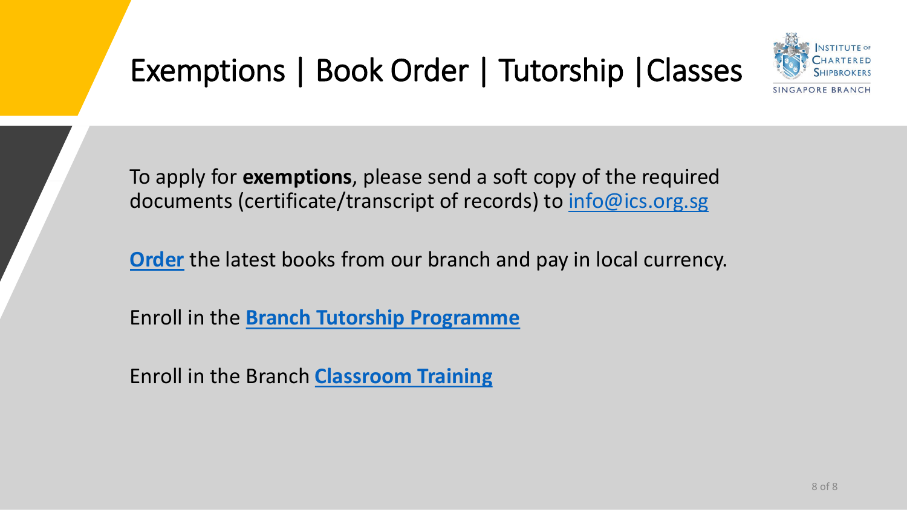# Exemptions | Book Order | Tutorship |Classes

INSTITUTE OF CHARTERED SHIPBROKERS
SINGAPORE BRANCH

To apply for **exemptions**, please send a soft copy of the required documents (certificate/transcript of records) to info@ics.org.sg

**Order** the latest books from our branch and pay in local currency.

Enroll in the **Branch Tutorship Programme**

Enroll in the Branch **Classroom Training**